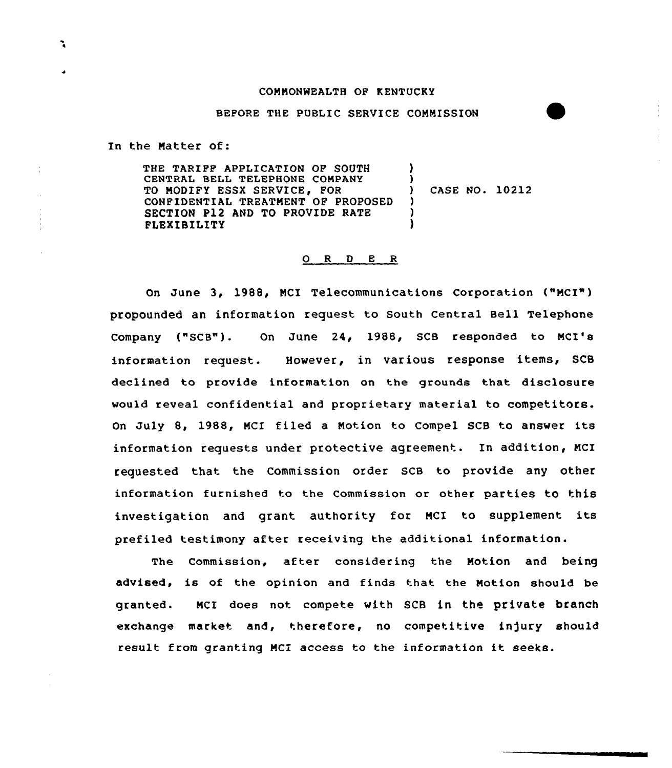COMMONWEALTH OF KENTUCKY

BEFORE THE PUBLIC SERVICE COMMISSION

In the Matter of:

THE TARIFF APPLICATION OF SOUTH CENTRAL BELL TELEPHONE COMPANY TO MODIFY ESSX SERVICE, FOR CONFIDENTIAL TREATMENT OF PROPOSED SECTION P12 AND TO PROVIDE RATE FLEXIBILITY ) CASE NO. 10212

## O R D E R

On June 3, 1988, MCI Telecommunications Corporation ("MCI") propounded an information request to South Central Bell Telephone Company ("SCB"). On June 24, 1988, SCB responded to MCI's information request. However, in various response items, SCB declined to provide information on the grounds that disclosure would reveal confidential and proprietary material to competitors. On July 8, 1988, MCI filed a Motion to Compel SCB to answer its information requests under protective agreement. In addition, MCI requested that the Commission order SCB to provide any other information furnished to the Commission or other parties to this investigation and grant authority for MCI to supplement its prefiled testimony after receiving the additional information.

The Commission, after considering the Motion and being advised, is of the opinion and finds that the Motion should be granted. MCI does not compete with SCB in the private branch exchange market and, therefore, no competitive injury should result from granting MCI access to the information it seeks.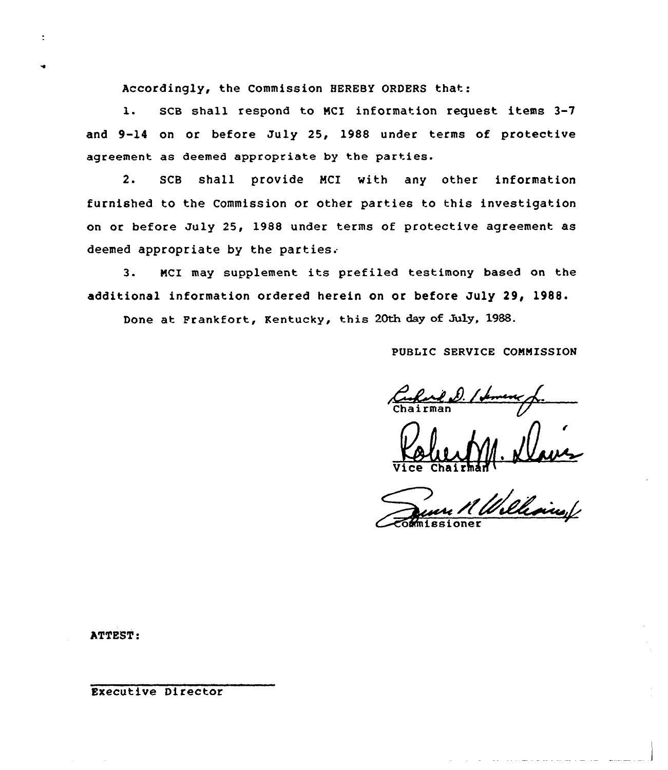Accordingly, the Commission HEREBY ORDERS that:

1. SCB shall respond to MCI information request items 3-7 and 9-14 on or before July 25, 1988 under terms of protective agreement as deemed appropriate by the parties.

2. SCB shall provide MCI with any other information furnished to the Commission or other parties to this investigation on or before July 25, 1988 under terms of protective agreement as deemed appropriate by the parties.

3. MCI may supplement its prefiled testimony based on the additional information ordered herein on or before July 29, 1988.

Done at Frankfort, Kentucky, this 20th day of July, 1988.

PUBLIC SERVICE COMMISSION

Chairman

Vice Chairman

Commissioner

ATTEST:

Executive Director